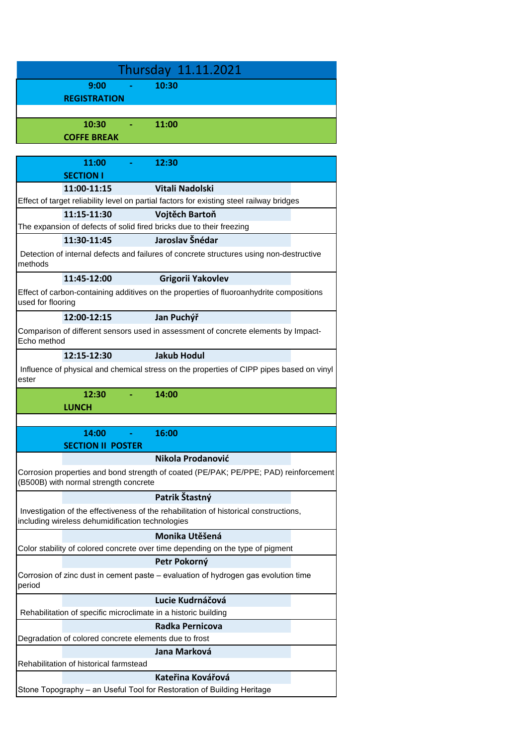# Thursday 11.11.2021

**9:00 - 10:30**
**REGISTRATION**

**10:30 - 11:00**
**COFFE BREAK**

**11:00 - 12:30**
**SECTION I**

| Time | Presenter |
|---|---|
| **11:00-11:15** | **Vitali Nadolski** |
| Effect of target reliability level on partial factors for existing steel railway bridges | |
| **11:15-11:30** | **Vojtěch Bartoň** |
| The expansion of defects of solid fired bricks due to their freezing | |
| **11:30-11:45** | **Jaroslav Šnédar** |
| Detection of internal defects and failures of concrete structures using non-destructive methods | |
| **11:45-12:00** | **Grigorii Yakovlev** |
| Effect of carbon-containing additives on the properties of fluoroanhydrite compositions used for flooring | |
| **12:00-12:15** | **Jan Puchýř** |
| Comparison of different sensors used in assessment of concrete elements by Impact-Echo method | |
| **12:15-12:30** | **Jakub Hodul** |
| Influence of physical and chemical stress on the properties of CIPP pipes based on vinyl ester | |

**12:30 - 14:00**
**LUNCH**

**14:00 - 16:00**
**SECTION II POSTER**

| Presenter |
|---|
| **Nikola Prodanović** |
| Corrosion properties and bond strength of coated (PE/PAK; PE/PPE; PAD) reinforcement (B500B) with normal strength concrete |
| **Patrik Štastný** |
| Investigation of the effectiveness of the rehabilitation of historical constructions, including wireless dehumidification technologies |
| **Monika Utěšená** |
| Color stability of colored concrete over time depending on the type of pigment |
| **Petr Pokorný** |
| Corrosion of zinc dust in cement paste – evaluation of hydrogen gas evolution time period |
| **Lucie Kudrnáčová** |
| Rehabilitation of specific microclimate in a historic building |
| **Radka Pernicova** |
| Degradation of colored concrete elements due to frost |
| **Jana Marková** |
| Rehabilitation of historical farmstead |
| **Kateřina Kovářová** |
| Stone Topography – an Useful Tool for Restoration of Building Heritage |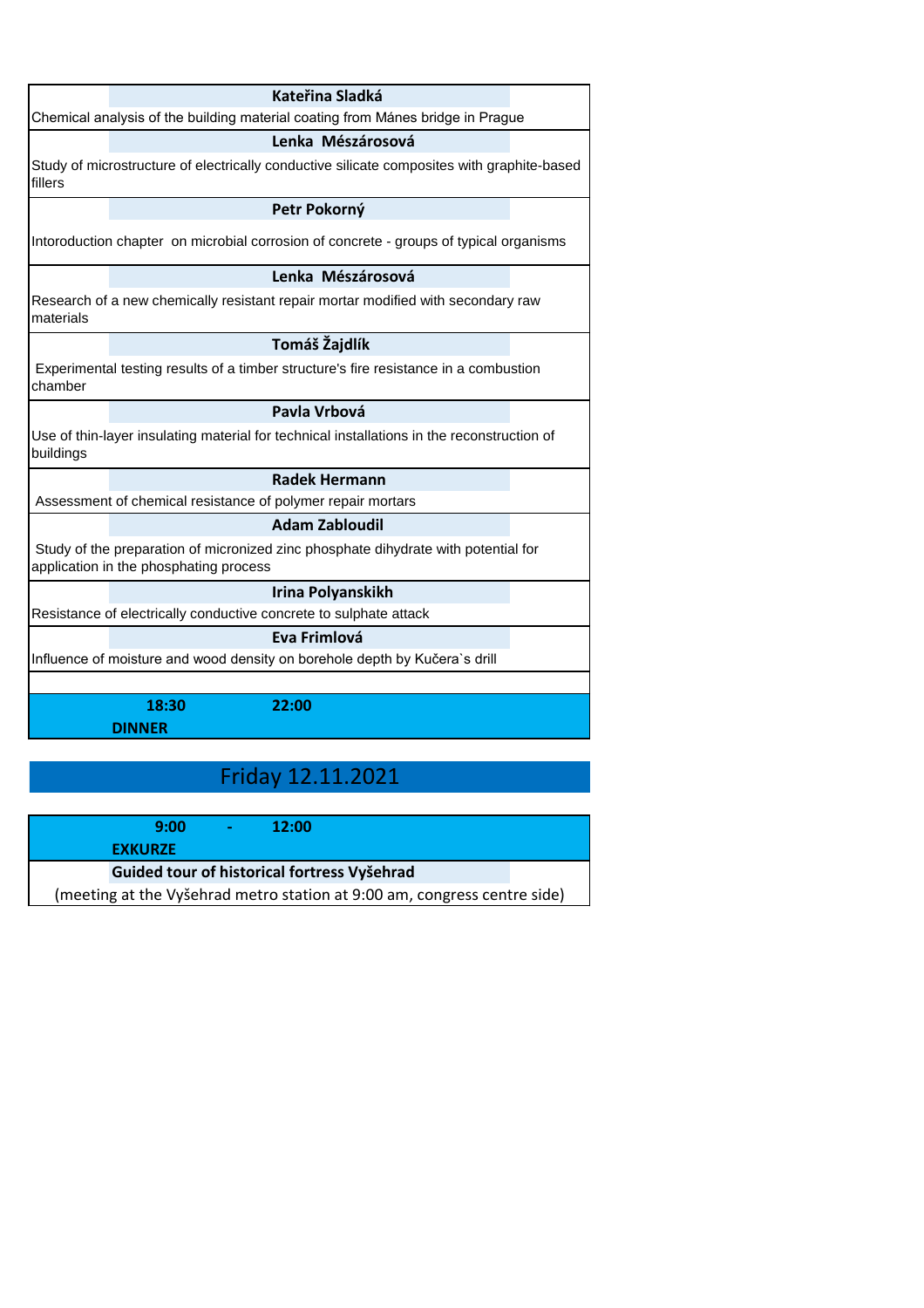**Kateřina Sladká**

Chemical analysis of the building material coating from Mánes bridge in Prague

**Lenka Mészárosová**

Study of microstructure of electrically conductive silicate composites with graphite-based fillers

**Petr Pokorný**

Intoroduction chapter on microbial corrosion of concrete - groups of typical organisms

**Lenka Mészárosová**

Research of a new chemically resistant repair mortar modified with secondary raw materials

**Tomáš Žajdlík**

Experimental testing results of a timber structure's fire resistance in a combustion chamber

**Pavla Vrbová**

Use of thin-layer insulating material for technical installations in the reconstruction of buildings

**Radek Hermann**

Assessment of chemical resistance of polymer repair mortars

**Adam Zabloudil**

Study of the preparation of micronized zinc phosphate dihydrate with potential for application in the phosphating process

**Irina Polyanskikh**

Resistance of electrically conductive concrete to sulphate attack

**Eva Frimlová**

Influence of moisture and wood density on borehole depth by Kučera`s drill

**18:30 22:00**

**DINNER**

## Friday 12.11.2021

**9:00 - 12:00**

**EXKURZE**

**Guided tour of historical fortress Vyšehrad**

(meeting at the Vyšehrad metro station at 9:00 am, congress centre side)